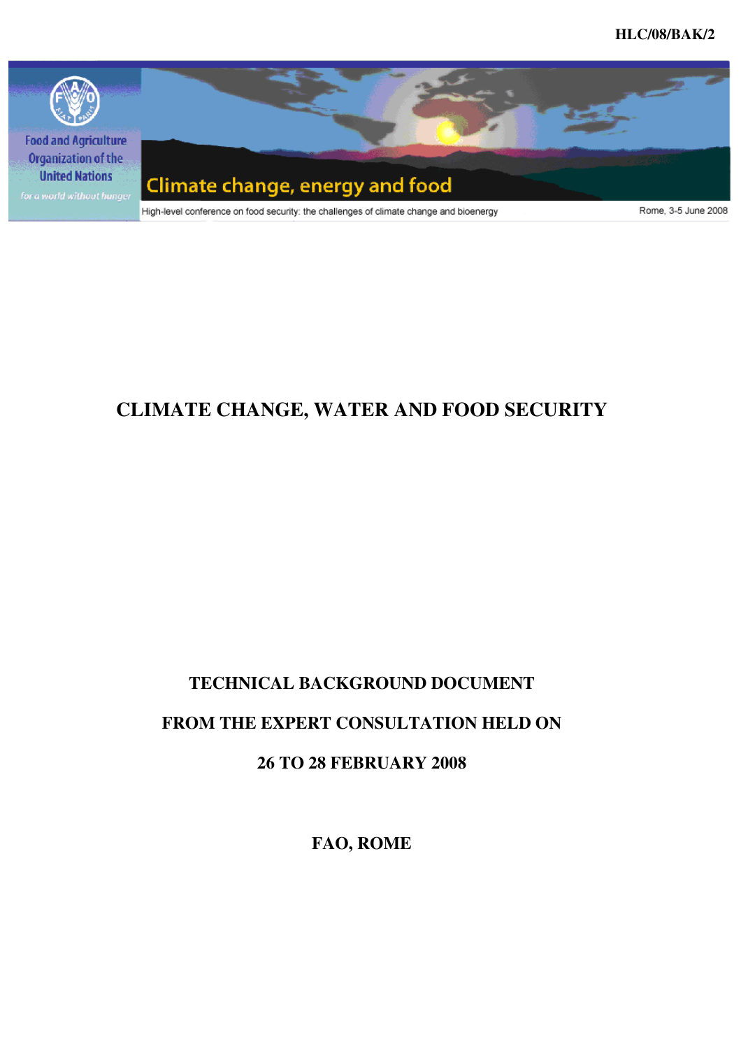HLC/08/BAK/2

Food and Agriculture Organization of the United Nations

*for a world without hunger*

Climate change, energy and food

High-level conference on food security: the challenges of climate change and bioenergy

Rome, 3-5 June 2008

# CLIMATE CHANGE, WATER AND FOOD SECURITY

**TECHNICAL BACKGROUND DOCUMENT**

**FROM THE EXPERT CONSULTATION HELD ON**

**26 TO 28 FEBRUARY 2008**

**FAO, ROME**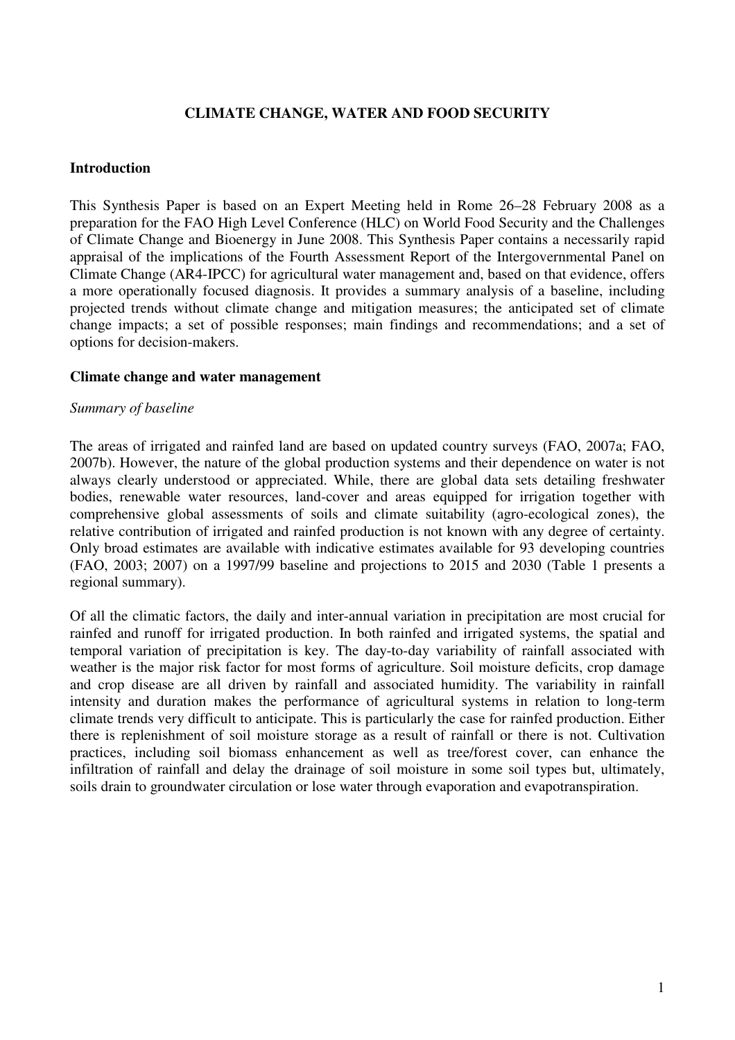# CLIMATE CHANGE, WATER AND FOOD SECURITY

## Introduction

This Synthesis Paper is based on an Expert Meeting held in Rome 26–28 February 2008 as a preparation for the FAO High Level Conference (HLC) on World Food Security and the Challenges of Climate Change and Bioenergy in June 2008. This Synthesis Paper contains a necessarily rapid appraisal of the implications of the Fourth Assessment Report of the Intergovernmental Panel on Climate Change (AR4-IPCC) for agricultural water management and, based on that evidence, offers a more operationally focused diagnosis. It provides a summary analysis of a baseline, including projected trends without climate change and mitigation measures; the anticipated set of climate change impacts; a set of possible responses; main findings and recommendations; and a set of options for decision-makers.

## Climate change and water management

### *Summary of baseline*

The areas of irrigated and rainfed land are based on updated country surveys (FAO, 2007a; FAO, 2007b). However, the nature of the global production systems and their dependence on water is not always clearly understood or appreciated. While, there are global data sets detailing freshwater bodies, renewable water resources, land-cover and areas equipped for irrigation together with comprehensive global assessments of soils and climate suitability (agro-ecological zones), the relative contribution of irrigated and rainfed production is not known with any degree of certainty. Only broad estimates are available with indicative estimates available for 93 developing countries (FAO, 2003; 2007) on a 1997/99 baseline and projections to 2015 and 2030 (Table 1 presents a regional summary).

Of all the climatic factors, the daily and inter-annual variation in precipitation are most crucial for rainfed and runoff for irrigated production. In both rainfed and irrigated systems, the spatial and temporal variation of precipitation is key. The day-to-day variability of rainfall associated with weather is the major risk factor for most forms of agriculture. Soil moisture deficits, crop damage and crop disease are all driven by rainfall and associated humidity. The variability in rainfall intensity and duration makes the performance of agricultural systems in relation to long-term climate trends very difficult to anticipate. This is particularly the case for rainfed production. Either there is replenishment of soil moisture storage as a result of rainfall or there is not. Cultivation practices, including soil biomass enhancement as well as tree/forest cover, can enhance the infiltration of rainfall and delay the drainage of soil moisture in some soil types but, ultimately, soils drain to groundwater circulation or lose water through evaporation and evapotranspiration.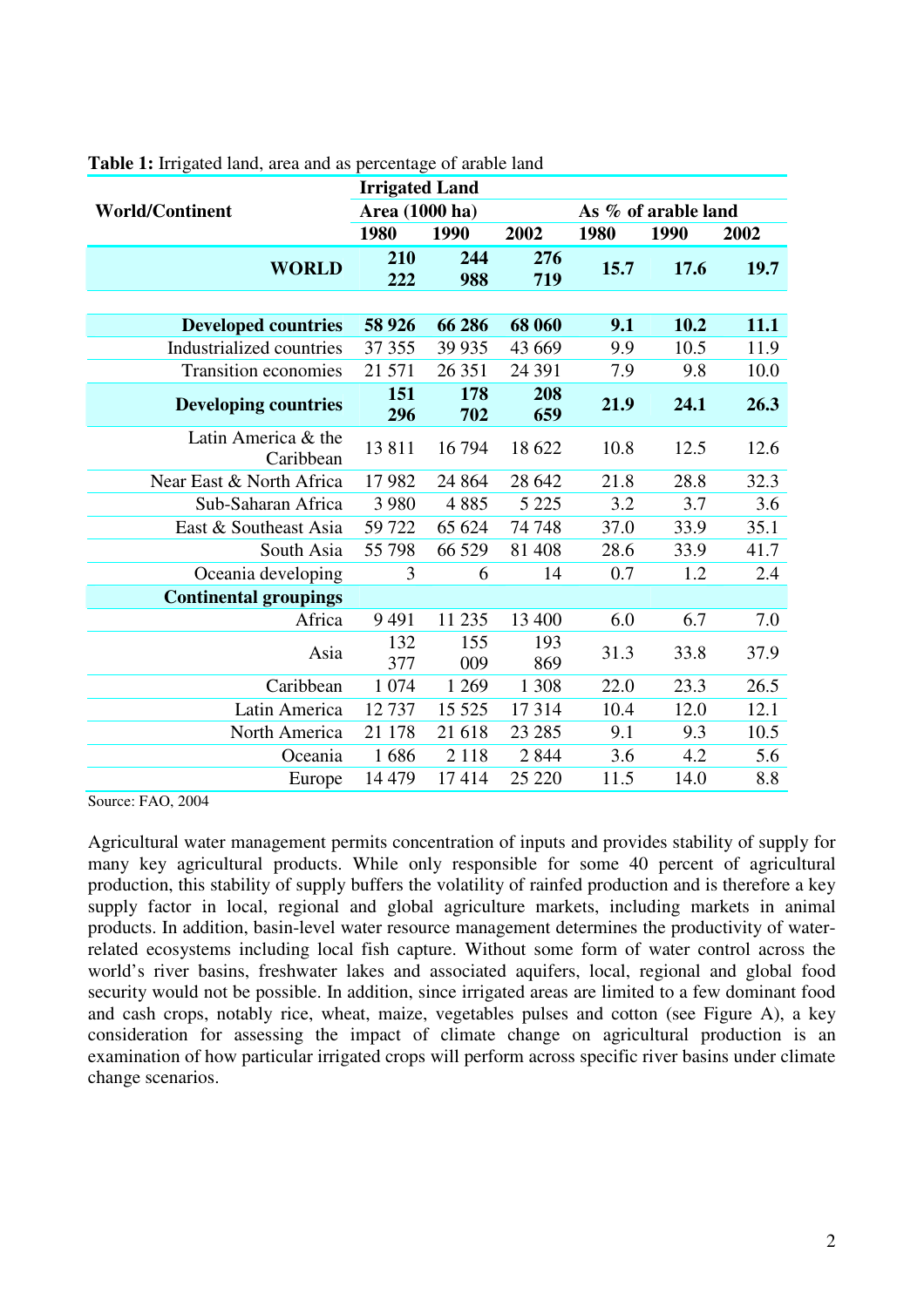**Table 1:** Irrigated land, area and as percentage of arable land

| World/Continent | Irrigated Land | | | | | |
|---|---|---|---|---|---|---|
| | Area (1000 ha) | | | As % of arable land | | |
| | 1980 | 1990 | 2002 | 1980 | 1990 | 2002 |
| **WORLD** | **210 222** | **244 988** | **276 719** | **15.7** | **17.6** | **19.7** |
| | | | | | | |
| **Developed countries** | **58 926** | **66 286** | **68 060** | **9.1** | **10.2** | **11.1** |
| Industrialized countries | 37 355 | 39 935 | 43 669 | 9.9 | 10.5 | 11.9 |
| Transition economies | 21 571 | 26 351 | 24 391 | 7.9 | 9.8 | 10.0 |
| **Developing countries** | **151 296** | **178 702** | **208 659** | **21.9** | **24.1** | **26.3** |
| Latin America & the Caribbean | 13 811 | 16 794 | 18 622 | 10.8 | 12.5 | 12.6 |
| Near East & North Africa | 17 982 | 24 864 | 28 642 | 21.8 | 28.8 | 32.3 |
| Sub-Saharan Africa | 3 980 | 4 885 | 5 225 | 3.2 | 3.7 | 3.6 |
| East & Southeast Asia | 59 722 | 65 624 | 74 748 | 37.0 | 33.9 | 35.1 |
| South Asia | 55 798 | 66 529 | 81 408 | 28.6 | 33.9 | 41.7 |
| Oceania developing | 3 | 6 | 14 | 0.7 | 1.2 | 2.4 |
| **Continental groupings** | | | | | | |
| Africa | 9 491 | 11 235 | 13 400 | 6.0 | 6.7 | 7.0 |
| Asia | 132 377 | 155 009 | 193 869 | 31.3 | 33.8 | 37.9 |
| Caribbean | 1 074 | 1 269 | 1 308 | 22.0 | 23.3 | 26.5 |
| Latin America | 12 737 | 15 525 | 17 314 | 10.4 | 12.0 | 12.1 |
| North America | 21 178 | 21 618 | 23 285 | 9.1 | 9.3 | 10.5 |
| Oceania | 1 686 | 2 118 | 2 844 | 3.6 | 4.2 | 5.6 |
| Europe | 14 479 | 17 414 | 25 220 | 11.5 | 14.0 | 8.8 |

Source: FAO, 2004

Agricultural water management permits concentration of inputs and provides stability of supply for many key agricultural products. While only responsible for some 40 percent of agricultural production, this stability of supply buffers the volatility of rainfed production and is therefore a key supply factor in local, regional and global agriculture markets, including markets in animal products. In addition, basin-level water resource management determines the productivity of water-related ecosystems including local fish capture. Without some form of water control across the world's river basins, freshwater lakes and associated aquifers, local, regional and global food security would not be possible. In addition, since irrigated areas are limited to a few dominant food and cash crops, notably rice, wheat, maize, vegetables pulses and cotton (see Figure A), a key consideration for assessing the impact of climate change on agricultural production is an examination of how particular irrigated crops will perform across specific river basins under climate change scenarios.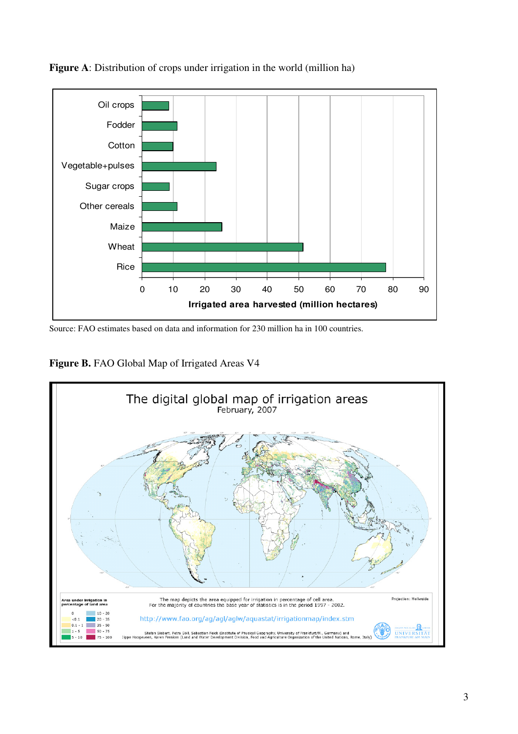**Figure A**: Distribution of crops under irrigation in the world (million ha)

Source: FAO estimates based on data and information for 230 million ha in 100 countries.

**Figure B.** FAO Global Map of Irrigated Areas V4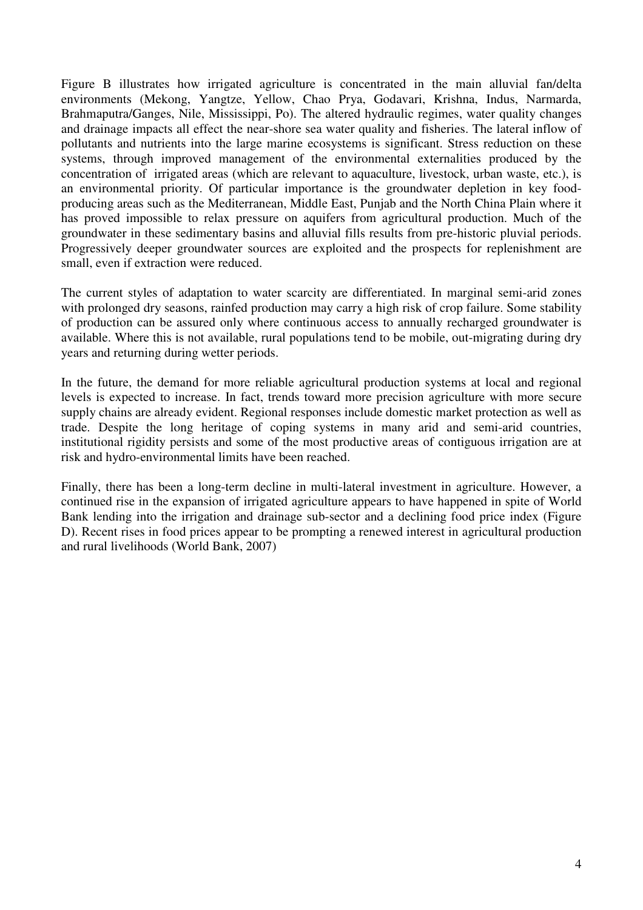Figure B illustrates how irrigated agriculture is concentrated in the main alluvial fan/delta environments (Mekong, Yangtze, Yellow, Chao Prya, Godavari, Krishna, Indus, Narmarda, Brahmaputra/Ganges, Nile, Mississippi, Po). The altered hydraulic regimes, water quality changes and drainage impacts all effect the near-shore sea water quality and fisheries. The lateral inflow of pollutants and nutrients into the large marine ecosystems is significant. Stress reduction on these systems, through improved management of the environmental externalities produced by the concentration of irrigated areas (which are relevant to aquaculture, livestock, urban waste, etc.), is an environmental priority. Of particular importance is the groundwater depletion in key food-producing areas such as the Mediterranean, Middle East, Punjab and the North China Plain where it has proved impossible to relax pressure on aquifers from agricultural production. Much of the groundwater in these sedimentary basins and alluvial fills results from pre-historic pluvial periods. Progressively deeper groundwater sources are exploited and the prospects for replenishment are small, even if extraction were reduced.

The current styles of adaptation to water scarcity are differentiated. In marginal semi-arid zones with prolonged dry seasons, rainfed production may carry a high risk of crop failure. Some stability of production can be assured only where continuous access to annually recharged groundwater is available. Where this is not available, rural populations tend to be mobile, out-migrating during dry years and returning during wetter periods.

In the future, the demand for more reliable agricultural production systems at local and regional levels is expected to increase. In fact, trends toward more precision agriculture with more secure supply chains are already evident. Regional responses include domestic market protection as well as trade. Despite the long heritage of coping systems in many arid and semi-arid countries, institutional rigidity persists and some of the most productive areas of contiguous irrigation are at risk and hydro-environmental limits have been reached.

Finally, there has been a long-term decline in multi-lateral investment in agriculture. However, a continued rise in the expansion of irrigated agriculture appears to have happened in spite of World Bank lending into the irrigation and drainage sub-sector and a declining food price index (Figure D). Recent rises in food prices appear to be prompting a renewed interest in agricultural production and rural livelihoods (World Bank, 2007)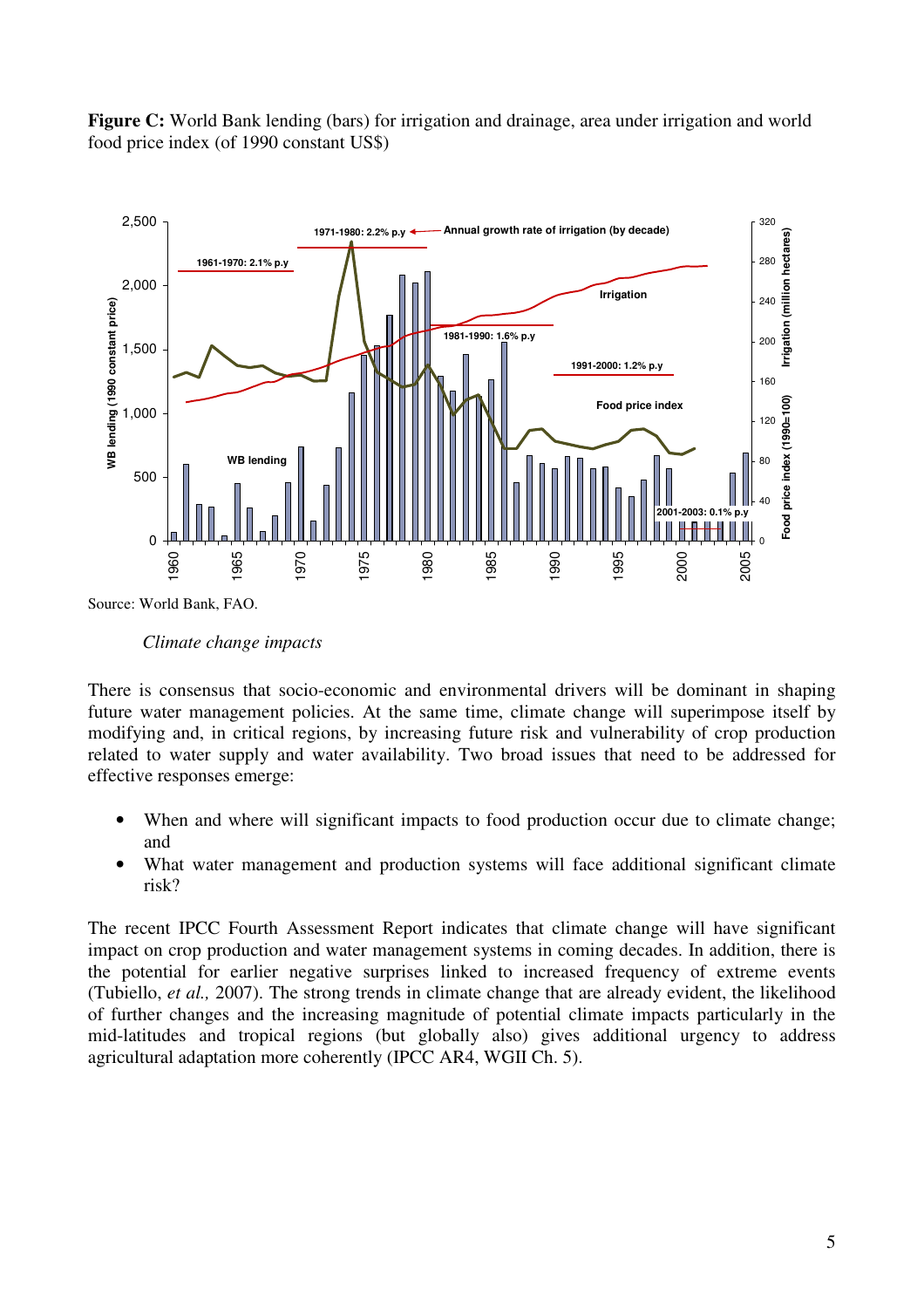**Figure C:** World Bank lending (bars) for irrigation and drainage, area under irrigation and world food price index (of 1990 constant US$)

Source: World Bank, FAO.

*Climate change impacts*

There is consensus that socio-economic and environmental drivers will be dominant in shaping future water management policies. At the same time, climate change will superimpose itself by modifying and, in critical regions, by increasing future risk and vulnerability of crop production related to water supply and water availability. Two broad issues that need to be addressed for effective responses emerge:

- When and where will significant impacts to food production occur due to climate change; and
- What water management and production systems will face additional significant climate risk?

The recent IPCC Fourth Assessment Report indicates that climate change will have significant impact on crop production and water management systems in coming decades. In addition, there is the potential for earlier negative surprises linked to increased frequency of extreme events (Tubiello, *et al.,* 2007). The strong trends in climate change that are already evident, the likelihood of further changes and the increasing magnitude of potential climate impacts particularly in the mid-latitudes and tropical regions (but globally also) gives additional urgency to address agricultural adaptation more coherently (IPCC AR4, WGII Ch. 5).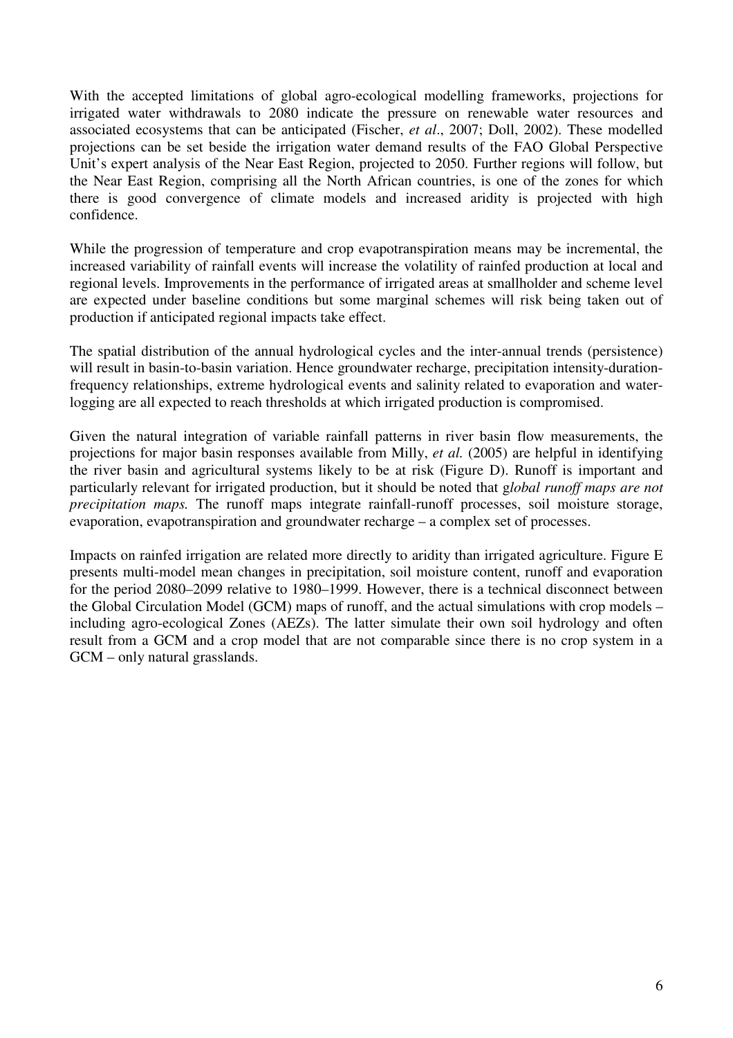With the accepted limitations of global agro-ecological modelling frameworks, projections for irrigated water withdrawals to 2080 indicate the pressure on renewable water resources and associated ecosystems that can be anticipated (Fischer, *et al*., 2007; Doll, 2002). These modelled projections can be set beside the irrigation water demand results of the FAO Global Perspective Unit's expert analysis of the Near East Region, projected to 2050. Further regions will follow, but the Near East Region, comprising all the North African countries, is one of the zones for which there is good convergence of climate models and increased aridity is projected with high confidence.

While the progression of temperature and crop evapotranspiration means may be incremental, the increased variability of rainfall events will increase the volatility of rainfed production at local and regional levels. Improvements in the performance of irrigated areas at smallholder and scheme level are expected under baseline conditions but some marginal schemes will risk being taken out of production if anticipated regional impacts take effect.

The spatial distribution of the annual hydrological cycles and the inter-annual trends (persistence) will result in basin-to-basin variation. Hence groundwater recharge, precipitation intensity-duration-frequency relationships, extreme hydrological events and salinity related to evaporation and water-logging are all expected to reach thresholds at which irrigated production is compromised.

Given the natural integration of variable rainfall patterns in river basin flow measurements, the projections for major basin responses available from Milly, *et al.* (2005) are helpful in identifying the river basin and agricultural systems likely to be at risk (Figure D). Runoff is important and particularly relevant for irrigated production, but it should be noted that g*lobal runoff maps are not precipitation maps.* The runoff maps integrate rainfall-runoff processes, soil moisture storage, evaporation, evapotranspiration and groundwater recharge – a complex set of processes.

Impacts on rainfed irrigation are related more directly to aridity than irrigated agriculture. Figure E presents multi-model mean changes in precipitation, soil moisture content, runoff and evaporation for the period 2080–2099 relative to 1980–1999. However, there is a technical disconnect between the Global Circulation Model (GCM) maps of runoff, and the actual simulations with crop models – including agro-ecological Zones (AEZs). The latter simulate their own soil hydrology and often result from a GCM and a crop model that are not comparable since there is no crop system in a GCM – only natural grasslands.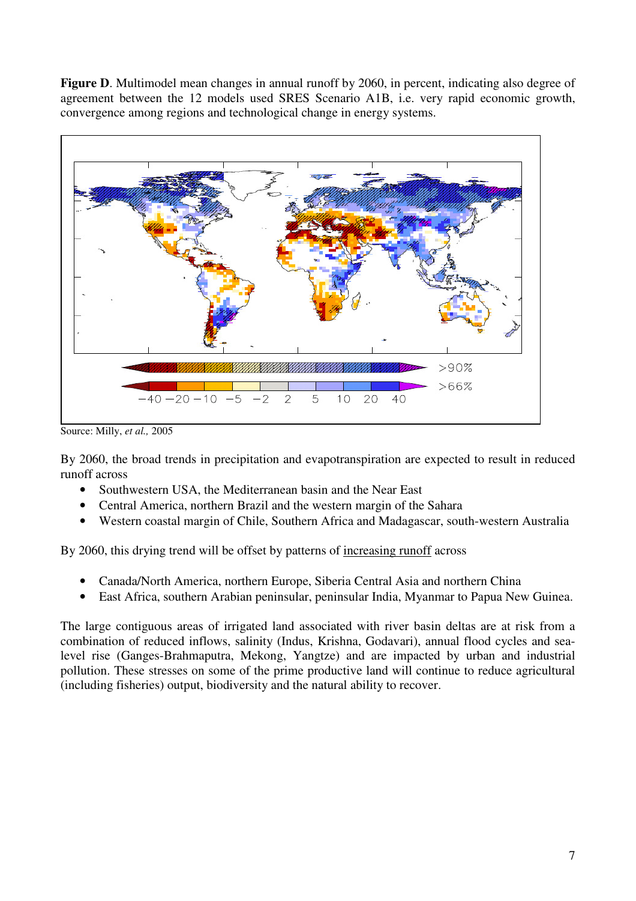**Figure D**. Multimodel mean changes in annual runoff by 2060, in percent, indicating also degree of agreement between the 12 models used SRES Scenario A1B, i.e. very rapid economic growth, convergence among regions and technological change in energy systems.

Source: Milly, *et al.,* 2005

By 2060, the broad trends in precipitation and evapotranspiration are expected to result in reduced runoff across

- Southwestern USA, the Mediterranean basin and the Near East
- Central America, northern Brazil and the western margin of the Sahara
- Western coastal margin of Chile, Southern Africa and Madagascar, south-western Australia

By 2060, this drying trend will be offset by patterns of increasing runoff across

- Canada/North America, northern Europe, Siberia Central Asia and northern China
- East Africa, southern Arabian peninsular, peninsular India, Myanmar to Papua New Guinea.

The large contiguous areas of irrigated land associated with river basin deltas are at risk from a combination of reduced inflows, salinity (Indus, Krishna, Godavari), annual flood cycles and sea-level rise (Ganges-Brahmaputra, Mekong, Yangtze) and are impacted by urban and industrial pollution. These stresses on some of the prime productive land will continue to reduce agricultural (including fisheries) output, biodiversity and the natural ability to recover.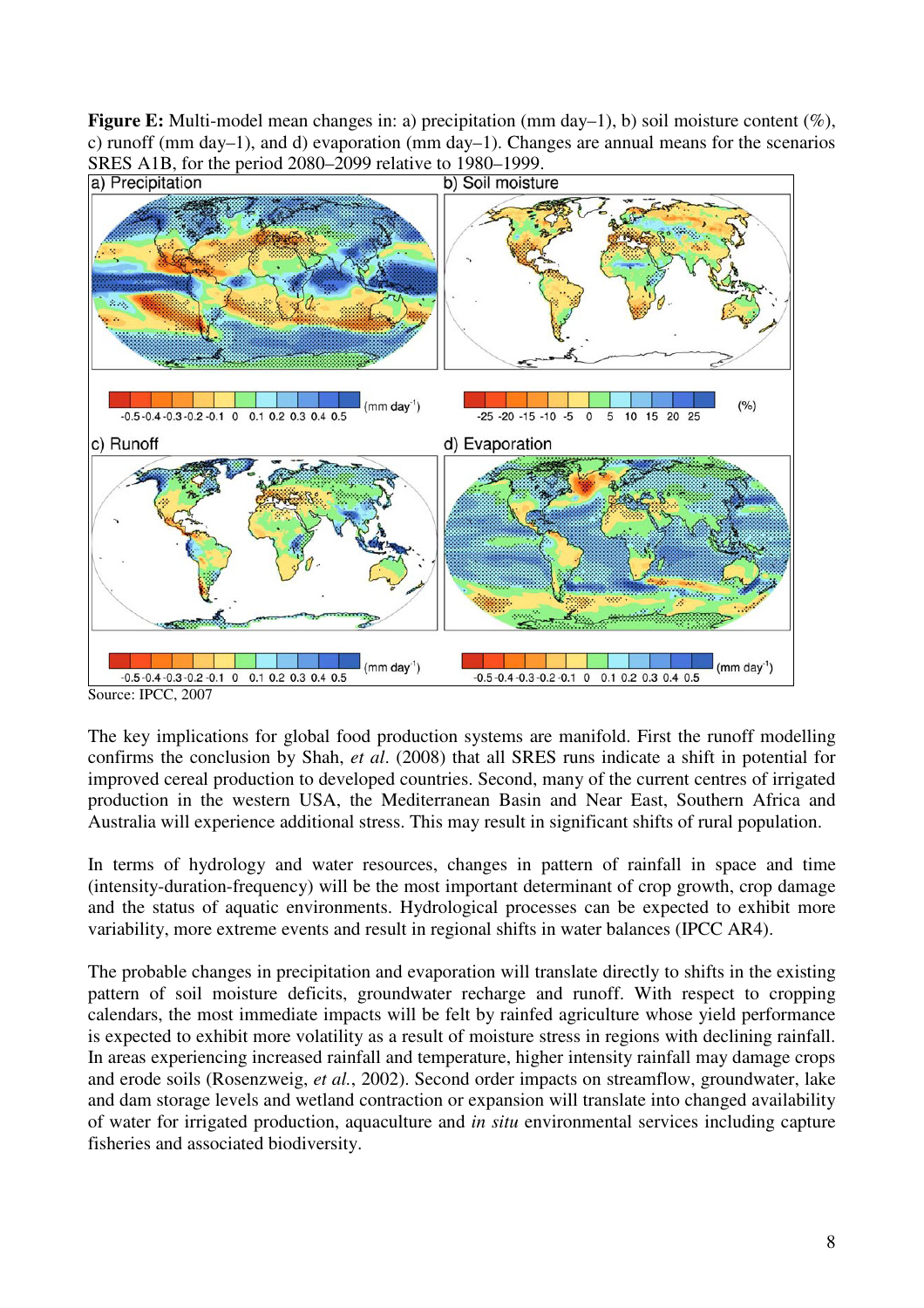**Figure E:** Multi-model mean changes in: a) precipitation (mm day–1), b) soil moisture content (%), c) runoff (mm day–1), and d) evaporation (mm day–1). Changes are annual means for the scenarios SRES A1B, for the period 2080–2099 relative to 1980–1999.

Source: IPCC, 2007

The key implications for global food production systems are manifold. First the runoff modelling confirms the conclusion by Shah, *et al*. (2008) that all SRES runs indicate a shift in potential for improved cereal production to developed countries. Second, many of the current centres of irrigated production in the western USA, the Mediterranean Basin and Near East, Southern Africa and Australia will experience additional stress. This may result in significant shifts of rural population.

In terms of hydrology and water resources, changes in pattern of rainfall in space and time (intensity-duration-frequency) will be the most important determinant of crop growth, crop damage and the status of aquatic environments. Hydrological processes can be expected to exhibit more variability, more extreme events and result in regional shifts in water balances (IPCC AR4).

The probable changes in precipitation and evaporation will translate directly to shifts in the existing pattern of soil moisture deficits, groundwater recharge and runoff. With respect to cropping calendars, the most immediate impacts will be felt by rainfed agriculture whose yield performance is expected to exhibit more volatility as a result of moisture stress in regions with declining rainfall. In areas experiencing increased rainfall and temperature, higher intensity rainfall may damage crops and erode soils (Rosenzweig, *et al.*, 2002). Second order impacts on streamflow, groundwater, lake and dam storage levels and wetland contraction or expansion will translate into changed availability of water for irrigated production, aquaculture and *in situ* environmental services including capture fisheries and associated biodiversity.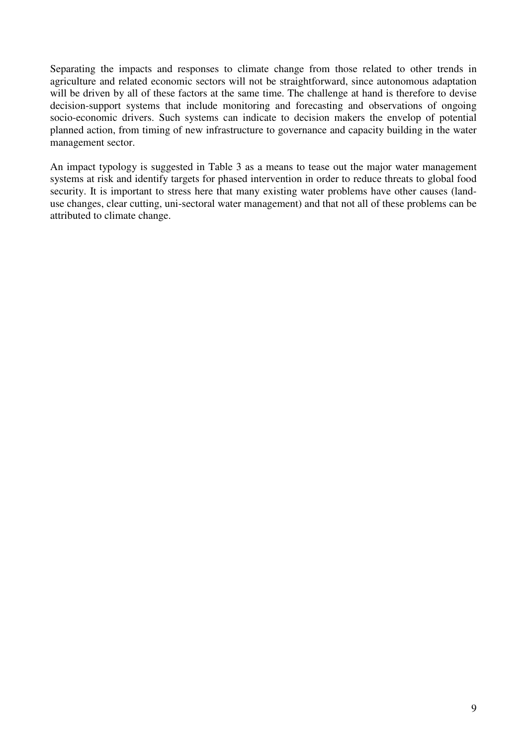Separating the impacts and responses to climate change from those related to other trends in agriculture and related economic sectors will not be straightforward, since autonomous adaptation will be driven by all of these factors at the same time. The challenge at hand is therefore to devise decision-support systems that include monitoring and forecasting and observations of ongoing socio-economic drivers. Such systems can indicate to decision makers the envelop of potential planned action, from timing of new infrastructure to governance and capacity building in the water management sector.

An impact typology is suggested in Table 3 as a means to tease out the major water management systems at risk and identify targets for phased intervention in order to reduce threats to global food security. It is important to stress here that many existing water problems have other causes (land-use changes, clear cutting, uni-sectoral water management) and that not all of these problems can be attributed to climate change.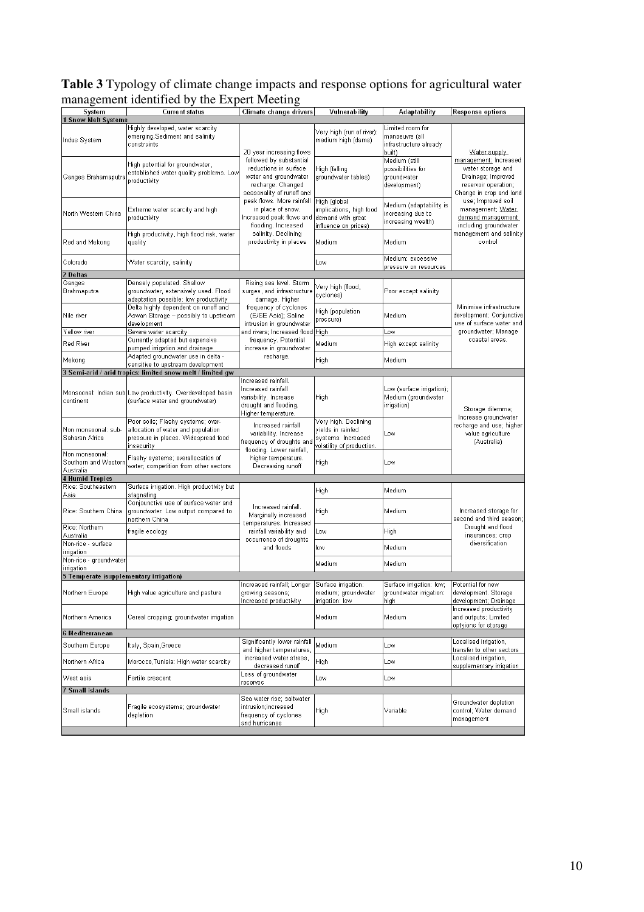**Table 3** Typology of climate change impacts and response options for agricultural water management identified by the Expert Meeting

| System | Current status | Climate change drivers | Vulnerability | Adaptability | Response options |
|---|---|---|---|---|---|
| **1 Snow Melt Systems** | | | | | |
| Indus System | Highly developed, water scarcity emerging. Sediment and salinity constraints | 20 year increasing flows followed by substantial reductions in surface water and groundwater recharge. Changed seasonality of runoff and peak flows. More rainfall in place of snow. Increased peak flows and flooding. Increased salinity. Declining productivity in places | Very high (run of river) medium high (dams) | Limited room for manoeuvre (all infrastructure already built) | Water supply management: Increased water storage and Drainage; Improved reservoir operation; Change in crop and land use; Improved soil management; Water demand management including groundwater management and salinity control |
| Ganges Brahmaputra | High potential for groundwater, established water quality problems. Low productivity | | High (falling groundwater tables) | Medium (still possibilities for groundwater development) | |
| North Western China | Extreme water scarcity and high productivity | | High (global implications, high food demand with great influence on prices) | Medium (adaptability is increasing due to increasing wealth) | |
| Red and Mekong | High productivity, high flood risk, water quality | | Medium | Medium | |
| Colorado | Water scarcity, salinity | | Low | Medium: excessive pressure on resources | |
| **2 Deltas** | | | | | |
| Ganges Brahmaputra | Densely populated. Shallow groundwater, extensively used. Flood adaptation possible; low productivity | Rising sea level. Storm surges, and infrastructure damage. Higher frequency of cyclones (E/SE Asia); Saline intrusion in groundwater and rivers; Increased flood frequency. Potential increase in groundwater recharge. | Very high (flood, cyclones) | Poor except salinity | Minimise infrastructure development; Conjunctive use of surface water and groundwater; Manage coastal areas. |
| Nile river | Delta highly dependent on runoff and Aswan Storage – possibly to upstream development | | High (population pressure) | Medium | |
| Yellow river | Severe water scarcity | | High | Low | |
| Red River | Currently adapted but expensive pumped irrigation and drainage | | Medium | High except salinity | |
| Mekong | Adapted groundwater use in delta - sensitive to upstream development | | High | Medium | |
| **3 Semi-arid / arid tropics: limited snow melt / limited gw** | | | | | |
| Monsoonal: Indian sub continent | Low productivity. Overdeveloped basin (surface water and groundwater) | Increased rainfall. Increased rainfall variability. Increase drought and flooding. Higher temperature | High | Low (surface irrigation), Medium (groundwater irrigation) | Storage dilemma; Increase groundwater recharge and use, higher value agriculture (Australia) |
| Non monsoonal: sub-Saharan Africa | Poor soils; Flashy systems; over-allocation of water and population pressure in places. Widespread food insecurity | Increased rainfall variability. Increase frequency of droughts and flooding. Lower rainfall, higher temperature. Decreasing runoff | Very high. Declining yields in rainfed systems. Increased volatility of production. | Low | |
| Non monsoonal: Southern and Western Australia | Flashy systems; overallocation of water, competition from other sectors | | High | Low | |
| **4 Humid Tropics** | | | | | |
| Rice: Southeastern Asia | Surface irrigation. High productivity but stagnating | Increased rainfall. Marginally increased temperatures. Increased rainfall variability and occurrence of droughts and floods | High | Medium | Increased storage for second and third season; Drought and flood insurances; crop diversification |
| Rice: Southern China | Conjunctive use of surface water and groundwater. Low output compared to northern China | | High | Medium | |
| Rice: Northern Australia | fragile ecology | | Low | High | |
| Non-rice - surface irrigation | | | low | Medium | |
| Non-rice - groundwater irrigation | | | Medium | Medium | |
| **5 Temperate (supplementary irrigation)** | | | | | |
| Northern Europe | High value agriculture and pasture | Increased rainfall; Longer growing seasons; Increased productivity | Surface irrigation: medium; groundwater irrigation: low | Surface irrigation: low; groundwater irrigation: high | Potential for new development. Storage development; Drainage |
| Northern America | Cereal cropping; groundwater irrigation | | Medium | Medium | Increased productivity and outputs; Limited optyions for storage |
| **6 Mediterranean** | | | | | |
| Southern Europe | Italy, Spain, Greece | Significantly lower rainfall and higher temperatures, increased water stress, decreased runoff. Loss of groundwater reserves | Medium | Low | Localised irrigation, transfer to other sectors |
| Northern Africa | Morocco, Tunisia: High water scarcity | | High | Low | Localised irrigation, supplementary irrigation |
| West asia | Fertile crescent | | Low | Low | |
| **7 Small islands** | | | | | |
| Small islands | Fragile ecosystems; groundwater depletion | Sea water rise; saltwater intrusion; increased frequency of cyclones and hurricanes | High | Variable | Groundwater depletion control; Water demand management |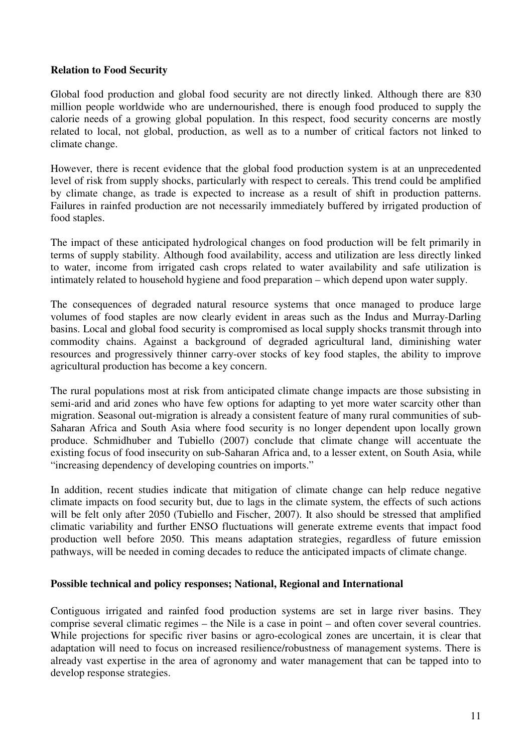**Relation to Food Security**

Global food production and global food security are not directly linked. Although there are 830 million people worldwide who are undernourished, there is enough food produced to supply the calorie needs of a growing global population. In this respect, food security concerns are mostly related to local, not global, production, as well as to a number of critical factors not linked to climate change.

However, there is recent evidence that the global food production system is at an unprecedented level of risk from supply shocks, particularly with respect to cereals. This trend could be amplified by climate change, as trade is expected to increase as a result of shift in production patterns. Failures in rainfed production are not necessarily immediately buffered by irrigated production of food staples.

The impact of these anticipated hydrological changes on food production will be felt primarily in terms of supply stability. Although food availability, access and utilization are less directly linked to water, income from irrigated cash crops related to water availability and safe utilization is intimately related to household hygiene and food preparation – which depend upon water supply.

The consequences of degraded natural resource systems that once managed to produce large volumes of food staples are now clearly evident in areas such as the Indus and Murray-Darling basins. Local and global food security is compromised as local supply shocks transmit through into commodity chains. Against a background of degraded agricultural land, diminishing water resources and progressively thinner carry-over stocks of key food staples, the ability to improve agricultural production has become a key concern.

The rural populations most at risk from anticipated climate change impacts are those subsisting in semi-arid and arid zones who have few options for adapting to yet more water scarcity other than migration. Seasonal out-migration is already a consistent feature of many rural communities of sub-Saharan Africa and South Asia where food security is no longer dependent upon locally grown produce. Schmidhuber and Tubiello (2007) conclude that climate change will accentuate the existing focus of food insecurity on sub-Saharan Africa and, to a lesser extent, on South Asia, while "increasing dependency of developing countries on imports."

In addition, recent studies indicate that mitigation of climate change can help reduce negative climate impacts on food security but, due to lags in the climate system, the effects of such actions will be felt only after 2050 (Tubiello and Fischer, 2007). It also should be stressed that amplified climatic variability and further ENSO fluctuations will generate extreme events that impact food production well before 2050. This means adaptation strategies, regardless of future emission pathways, will be needed in coming decades to reduce the anticipated impacts of climate change.

**Possible technical and policy responses; National, Regional and International**

Contiguous irrigated and rainfed food production systems are set in large river basins. They comprise several climatic regimes – the Nile is a case in point – and often cover several countries. While projections for specific river basins or agro-ecological zones are uncertain, it is clear that adaptation will need to focus on increased resilience/robustness of management systems. There is already vast expertise in the area of agronomy and water management that can be tapped into to develop response strategies.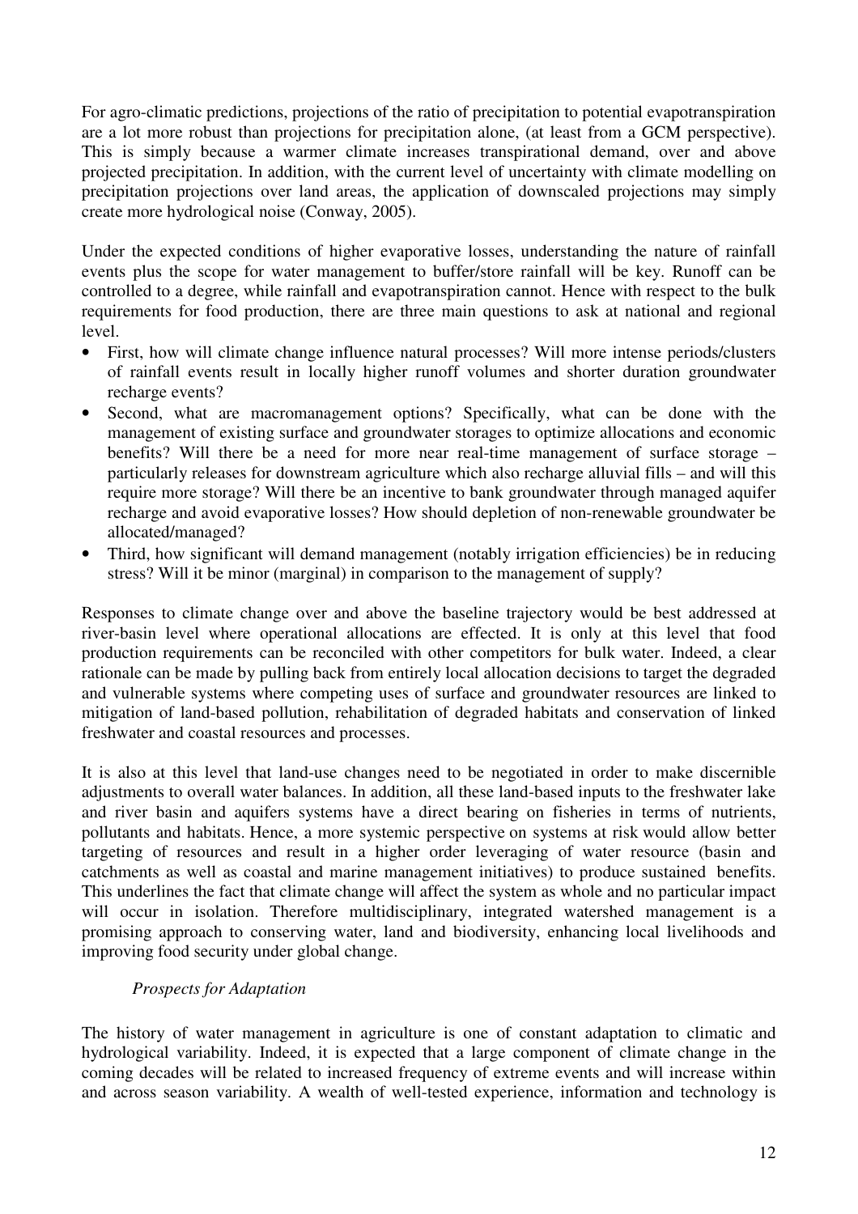For agro-climatic predictions, projections of the ratio of precipitation to potential evapotranspiration are a lot more robust than projections for precipitation alone, (at least from a GCM perspective). This is simply because a warmer climate increases transpirational demand, over and above projected precipitation. In addition, with the current level of uncertainty with climate modelling on precipitation projections over land areas, the application of downscaled projections may simply create more hydrological noise (Conway, 2005).

Under the expected conditions of higher evaporative losses, understanding the nature of rainfall events plus the scope for water management to buffer/store rainfall will be key. Runoff can be controlled to a degree, while rainfall and evapotranspiration cannot. Hence with respect to the bulk requirements for food production, there are three main questions to ask at national and regional level.

- First, how will climate change influence natural processes? Will more intense periods/clusters of rainfall events result in locally higher runoff volumes and shorter duration groundwater recharge events?
- Second, what are macromanagement options? Specifically, what can be done with the management of existing surface and groundwater storages to optimize allocations and economic benefits? Will there be a need for more near real-time management of surface storage – particularly releases for downstream agriculture which also recharge alluvial fills – and will this require more storage? Will there be an incentive to bank groundwater through managed aquifer recharge and avoid evaporative losses? How should depletion of non-renewable groundwater be allocated/managed?
- Third, how significant will demand management (notably irrigation efficiencies) be in reducing stress? Will it be minor (marginal) in comparison to the management of supply?

Responses to climate change over and above the baseline trajectory would be best addressed at river-basin level where operational allocations are effected. It is only at this level that food production requirements can be reconciled with other competitors for bulk water. Indeed, a clear rationale can be made by pulling back from entirely local allocation decisions to target the degraded and vulnerable systems where competing uses of surface and groundwater resources are linked to mitigation of land-based pollution, rehabilitation of degraded habitats and conservation of linked freshwater and coastal resources and processes.

It is also at this level that land-use changes need to be negotiated in order to make discernible adjustments to overall water balances. In addition, all these land-based inputs to the freshwater lake and river basin and aquifers systems have a direct bearing on fisheries in terms of nutrients, pollutants and habitats. Hence, a more systemic perspective on systems at risk would allow better targeting of resources and result in a higher order leveraging of water resource (basin and catchments as well as coastal and marine management initiatives) to produce sustained benefits. This underlines the fact that climate change will affect the system as whole and no particular impact will occur in isolation. Therefore multidisciplinary, integrated watershed management is a promising approach to conserving water, land and biodiversity, enhancing local livelihoods and improving food security under global change.

*Prospects for Adaptation*

The history of water management in agriculture is one of constant adaptation to climatic and hydrological variability. Indeed, it is expected that a large component of climate change in the coming decades will be related to increased frequency of extreme events and will increase within and across season variability. A wealth of well-tested experience, information and technology is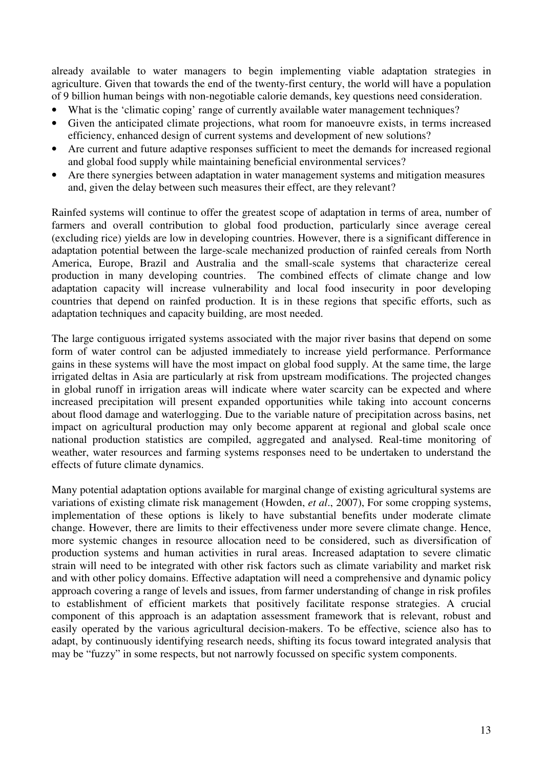already available to water managers to begin implementing viable adaptation strategies in agriculture. Given that towards the end of the twenty-first century, the world will have a population of 9 billion human beings with non-negotiable calorie demands, key questions need consideration.

- What is the 'climatic coping' range of currently available water management techniques?
- Given the anticipated climate projections, what room for manoeuvre exists, in terms increased efficiency, enhanced design of current systems and development of new solutions?
- Are current and future adaptive responses sufficient to meet the demands for increased regional and global food supply while maintaining beneficial environmental services?
- Are there synergies between adaptation in water management systems and mitigation measures and, given the delay between such measures their effect, are they relevant?

Rainfed systems will continue to offer the greatest scope of adaptation in terms of area, number of farmers and overall contribution to global food production, particularly since average cereal (excluding rice) yields are low in developing countries. However, there is a significant difference in adaptation potential between the large-scale mechanized production of rainfed cereals from North America, Europe, Brazil and Australia and the small-scale systems that characterize cereal production in many developing countries. The combined effects of climate change and low adaptation capacity will increase vulnerability and local food insecurity in poor developing countries that depend on rainfed production. It is in these regions that specific efforts, such as adaptation techniques and capacity building, are most needed.

The large contiguous irrigated systems associated with the major river basins that depend on some form of water control can be adjusted immediately to increase yield performance. Performance gains in these systems will have the most impact on global food supply. At the same time, the large irrigated deltas in Asia are particularly at risk from upstream modifications. The projected changes in global runoff in irrigation areas will indicate where water scarcity can be expected and where increased precipitation will present expanded opportunities while taking into account concerns about flood damage and waterlogging. Due to the variable nature of precipitation across basins, net impact on agricultural production may only become apparent at regional and global scale once national production statistics are compiled, aggregated and analysed. Real-time monitoring of weather, water resources and farming systems responses need to be undertaken to understand the effects of future climate dynamics.

Many potential adaptation options available for marginal change of existing agricultural systems are variations of existing climate risk management (Howden, *et al*., 2007), For some cropping systems, implementation of these options is likely to have substantial benefits under moderate climate change. However, there are limits to their effectiveness under more severe climate change. Hence, more systemic changes in resource allocation need to be considered, such as diversification of production systems and human activities in rural areas. Increased adaptation to severe climatic strain will need to be integrated with other risk factors such as climate variability and market risk and with other policy domains. Effective adaptation will need a comprehensive and dynamic policy approach covering a range of levels and issues, from farmer understanding of change in risk profiles to establishment of efficient markets that positively facilitate response strategies. A crucial component of this approach is an adaptation assessment framework that is relevant, robust and easily operated by the various agricultural decision-makers. To be effective, science also has to adapt, by continuously identifying research needs, shifting its focus toward integrated analysis that may be "fuzzy" in some respects, but not narrowly focussed on specific system components.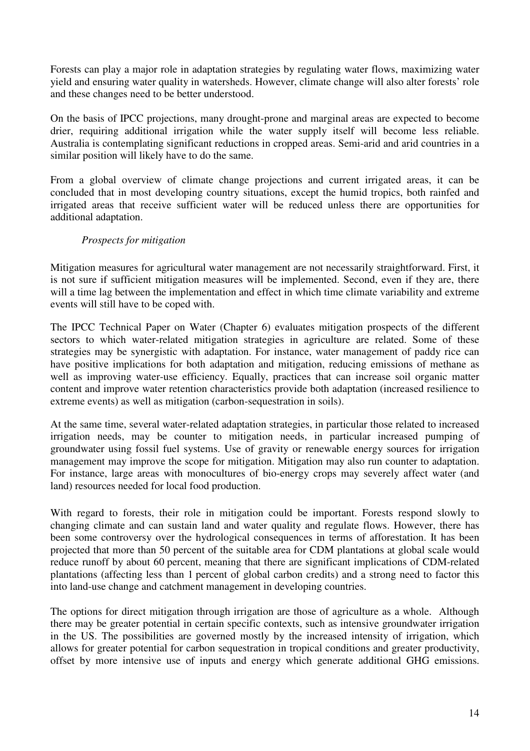Forests can play a major role in adaptation strategies by regulating water flows, maximizing water yield and ensuring water quality in watersheds. However, climate change will also alter forests' role and these changes need to be better understood.

On the basis of IPCC projections, many drought-prone and marginal areas are expected to become drier, requiring additional irrigation while the water supply itself will become less reliable. Australia is contemplating significant reductions in cropped areas. Semi-arid and arid countries in a similar position will likely have to do the same.

From a global overview of climate change projections and current irrigated areas, it can be concluded that in most developing country situations, except the humid tropics, both rainfed and irrigated areas that receive sufficient water will be reduced unless there are opportunities for additional adaptation.

*Prospects for mitigation*

Mitigation measures for agricultural water management are not necessarily straightforward. First, it is not sure if sufficient mitigation measures will be implemented. Second, even if they are, there will a time lag between the implementation and effect in which time climate variability and extreme events will still have to be coped with.

The IPCC Technical Paper on Water (Chapter 6) evaluates mitigation prospects of the different sectors to which water-related mitigation strategies in agriculture are related. Some of these strategies may be synergistic with adaptation. For instance, water management of paddy rice can have positive implications for both adaptation and mitigation, reducing emissions of methane as well as improving water-use efficiency. Equally, practices that can increase soil organic matter content and improve water retention characteristics provide both adaptation (increased resilience to extreme events) as well as mitigation (carbon-sequestration in soils).

At the same time, several water-related adaptation strategies, in particular those related to increased irrigation needs, may be counter to mitigation needs, in particular increased pumping of groundwater using fossil fuel systems. Use of gravity or renewable energy sources for irrigation management may improve the scope for mitigation. Mitigation may also run counter to adaptation. For instance, large areas with monocultures of bio-energy crops may severely affect water (and land) resources needed for local food production.

With regard to forests, their role in mitigation could be important. Forests respond slowly to changing climate and can sustain land and water quality and regulate flows. However, there has been some controversy over the hydrological consequences in terms of afforestation. It has been projected that more than 50 percent of the suitable area for CDM plantations at global scale would reduce runoff by about 60 percent, meaning that there are significant implications of CDM-related plantations (affecting less than 1 percent of global carbon credits) and a strong need to factor this into land-use change and catchment management in developing countries.

The options for direct mitigation through irrigation are those of agriculture as a whole. Although there may be greater potential in certain specific contexts, such as intensive groundwater irrigation in the US. The possibilities are governed mostly by the increased intensity of irrigation, which allows for greater potential for carbon sequestration in tropical conditions and greater productivity, offset by more intensive use of inputs and energy which generate additional GHG emissions.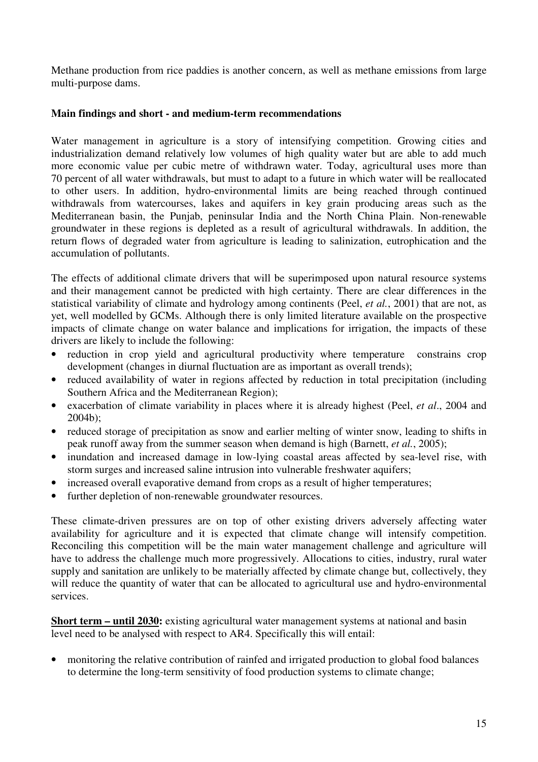Methane production from rice paddies is another concern, as well as methane emissions from large multi-purpose dams.

**Main findings and short - and medium-term recommendations**

Water management in agriculture is a story of intensifying competition. Growing cities and industrialization demand relatively low volumes of high quality water but are able to add much more economic value per cubic metre of withdrawn water. Today, agricultural uses more than 70 percent of all water withdrawals, but must to adapt to a future in which water will be reallocated to other users. In addition, hydro-environmental limits are being reached through continued withdrawals from watercourses, lakes and aquifers in key grain producing areas such as the Mediterranean basin, the Punjab, peninsular India and the North China Plain. Non-renewable groundwater in these regions is depleted as a result of agricultural withdrawals. In addition, the return flows of degraded water from agriculture is leading to salinization, eutrophication and the accumulation of pollutants.

The effects of additional climate drivers that will be superimposed upon natural resource systems and their management cannot be predicted with high certainty. There are clear differences in the statistical variability of climate and hydrology among continents (Peel, *et al.*, 2001) that are not, as yet, well modelled by GCMs. Although there is only limited literature available on the prospective impacts of climate change on water balance and implications for irrigation, the impacts of these drivers are likely to include the following:

- reduction in crop yield and agricultural productivity where temperature constrains crop development (changes in diurnal fluctuation are as important as overall trends);
- reduced availability of water in regions affected by reduction in total precipitation (including Southern Africa and the Mediterranean Region);
- exacerbation of climate variability in places where it is already highest (Peel, *et al*., 2004 and 2004b);
- reduced storage of precipitation as snow and earlier melting of winter snow, leading to shifts in peak runoff away from the summer season when demand is high (Barnett, *et al.*, 2005);
- inundation and increased damage in low-lying coastal areas affected by sea-level rise, with storm surges and increased saline intrusion into vulnerable freshwater aquifers;
- increased overall evaporative demand from crops as a result of higher temperatures;
- further depletion of non-renewable groundwater resources.

These climate-driven pressures are on top of other existing drivers adversely affecting water availability for agriculture and it is expected that climate change will intensify competition. Reconciling this competition will be the main water management challenge and agriculture will have to address the challenge much more progressively. Allocations to cities, industry, rural water supply and sanitation are unlikely to be materially affected by climate change but, collectively, they will reduce the quantity of water that can be allocated to agricultural use and hydro-environmental services.

**Short term – until 2030:** existing agricultural water management systems at national and basin level need to be analysed with respect to AR4. Specifically this will entail:

- monitoring the relative contribution of rainfed and irrigated production to global food balances to determine the long-term sensitivity of food production systems to climate change;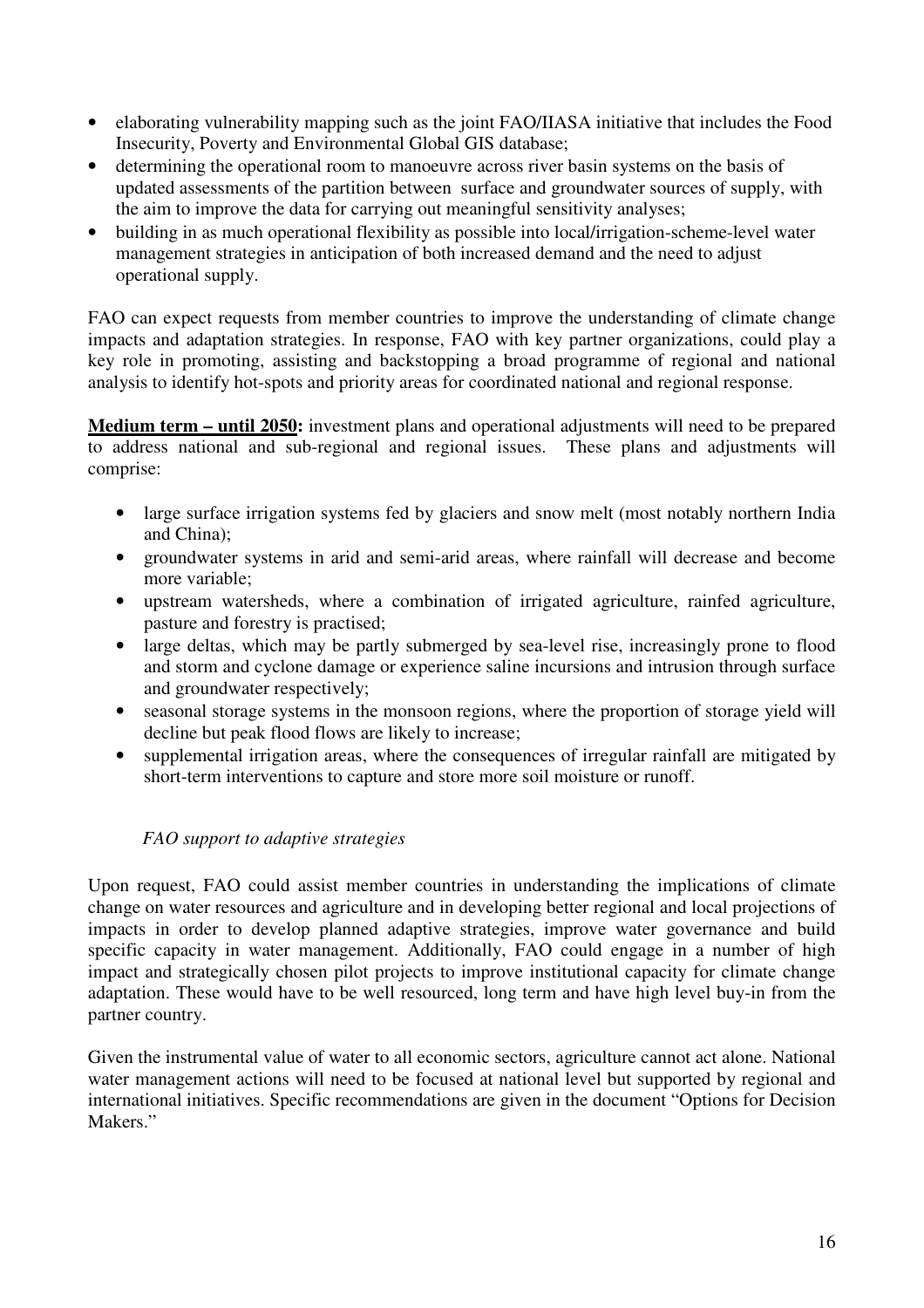- elaborating vulnerability mapping such as the joint FAO/IIASA initiative that includes the Food Insecurity, Poverty and Environmental Global GIS database;
- determining the operational room to manoeuvre across river basin systems on the basis of updated assessments of the partition between surface and groundwater sources of supply, with the aim to improve the data for carrying out meaningful sensitivity analyses;
- building in as much operational flexibility as possible into local/irrigation-scheme-level water management strategies in anticipation of both increased demand and the need to adjust operational supply.

FAO can expect requests from member countries to improve the understanding of climate change impacts and adaptation strategies. In response, FAO with key partner organizations, could play a key role in promoting, assisting and backstopping a broad programme of regional and national analysis to identify hot-spots and priority areas for coordinated national and regional response.

**Medium term – until 2050:** investment plans and operational adjustments will need to be prepared to address national and sub-regional and regional issues. These plans and adjustments will comprise:

- large surface irrigation systems fed by glaciers and snow melt (most notably northern India and China);
- groundwater systems in arid and semi-arid areas, where rainfall will decrease and become more variable;
- upstream watersheds, where a combination of irrigated agriculture, rainfed agriculture, pasture and forestry is practised;
- large deltas, which may be partly submerged by sea-level rise, increasingly prone to flood and storm and cyclone damage or experience saline incursions and intrusion through surface and groundwater respectively;
- seasonal storage systems in the monsoon regions, where the proportion of storage yield will decline but peak flood flows are likely to increase;
- supplemental irrigation areas, where the consequences of irregular rainfall are mitigated by short-term interventions to capture and store more soil moisture or runoff.

*FAO support to adaptive strategies*

Upon request, FAO could assist member countries in understanding the implications of climate change on water resources and agriculture and in developing better regional and local projections of impacts in order to develop planned adaptive strategies, improve water governance and build specific capacity in water management. Additionally, FAO could engage in a number of high impact and strategically chosen pilot projects to improve institutional capacity for climate change adaptation. These would have to be well resourced, long term and have high level buy-in from the partner country.

Given the instrumental value of water to all economic sectors, agriculture cannot act alone. National water management actions will need to be focused at national level but supported by regional and international initiatives. Specific recommendations are given in the document "Options for Decision Makers."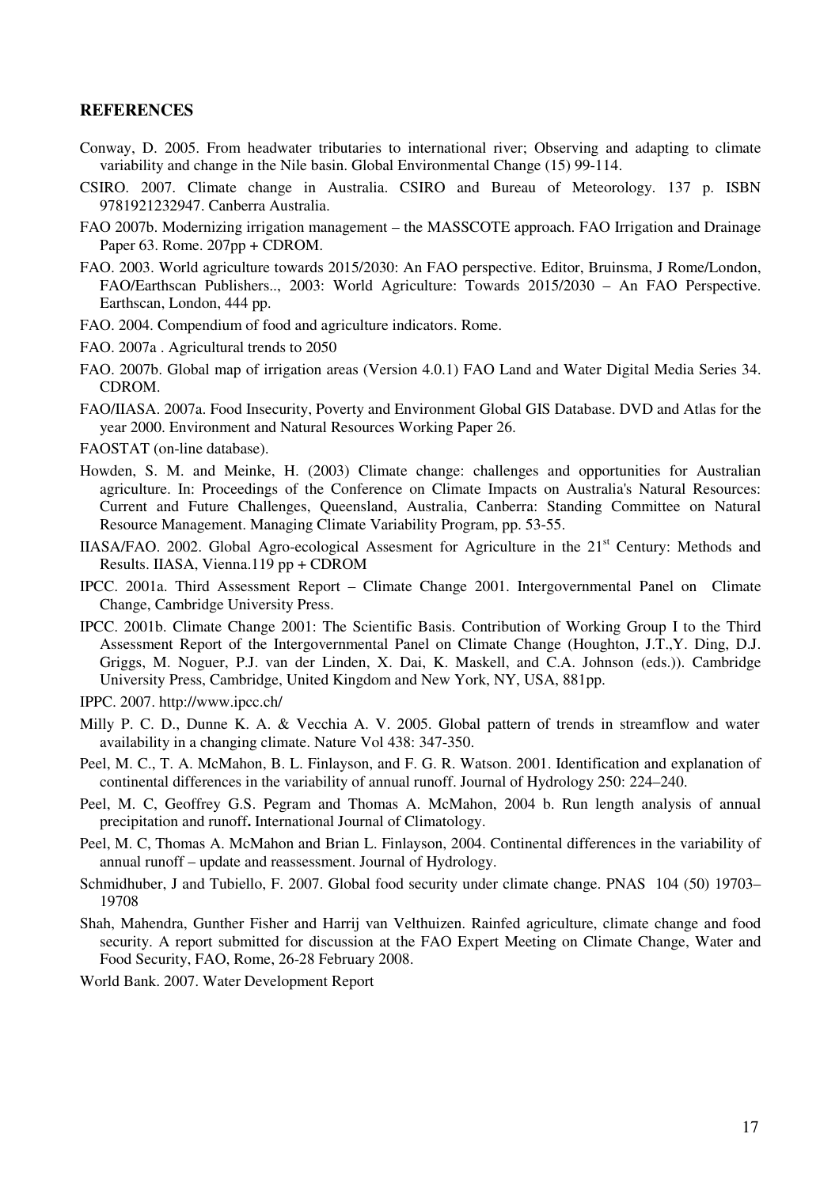## REFERENCES

Conway, D. 2005. From headwater tributaries to international river; Observing and adapting to climate variability and change in the Nile basin. Global Environmental Change (15) 99-114.

CSIRO. 2007. Climate change in Australia. CSIRO and Bureau of Meteorology. 137 p. ISBN 9781921232947. Canberra Australia.

FAO 2007b. Modernizing irrigation management – the MASSCOTE approach. FAO Irrigation and Drainage Paper 63. Rome. 207pp + CDROM.

FAO. 2003. World agriculture towards 2015/2030: An FAO perspective. Editor, Bruinsma, J Rome/London, FAO/Earthscan Publishers.., 2003: World Agriculture: Towards 2015/2030 – An FAO Perspective. Earthscan, London, 444 pp.

FAO. 2004. Compendium of food and agriculture indicators. Rome.

FAO. 2007a . Agricultural trends to 2050

FAO. 2007b. Global map of irrigation areas (Version 4.0.1) FAO Land and Water Digital Media Series 34. CDROM.

FAO/IIASA. 2007a. Food Insecurity, Poverty and Environment Global GIS Database. DVD and Atlas for the year 2000. Environment and Natural Resources Working Paper 26.

FAOSTAT (on-line database).

Howden, S. M. and Meinke, H. (2003) Climate change: challenges and opportunities for Australian agriculture. In: Proceedings of the Conference on Climate Impacts on Australia's Natural Resources: Current and Future Challenges, Queensland, Australia, Canberra: Standing Committee on Natural Resource Management. Managing Climate Variability Program, pp. 53-55.

IIASA/FAO. 2002. Global Agro-ecological Assesment for Agriculture in the 21st Century: Methods and Results. IIASA, Vienna.119 pp + CDROM

IPCC. 2001a. Third Assessment Report – Climate Change 2001. Intergovernmental Panel on Climate Change, Cambridge University Press.

IPCC. 2001b. Climate Change 2001: The Scientific Basis. Contribution of Working Group I to the Third Assessment Report of the Intergovernmental Panel on Climate Change (Houghton, J.T.,Y. Ding, D.J. Griggs, M. Noguer, P.J. van der Linden, X. Dai, K. Maskell, and C.A. Johnson (eds.)). Cambridge University Press, Cambridge, United Kingdom and New York, NY, USA, 881pp.

IPPC. 2007. http://www.ipcc.ch/

Milly P. C. D., Dunne K. A. & Vecchia A. V. 2005. Global pattern of trends in streamflow and water availability in a changing climate. Nature Vol 438: 347-350.

Peel, M. C., T. A. McMahon, B. L. Finlayson, and F. G. R. Watson. 2001. Identification and explanation of continental differences in the variability of annual runoff. Journal of Hydrology 250: 224–240.

Peel, M. C, Geoffrey G.S. Pegram and Thomas A. McMahon, 2004 b. Run length analysis of annual precipitation and runoff**.** International Journal of Climatology.

Peel, M. C, Thomas A. McMahon and Brian L. Finlayson, 2004. Continental differences in the variability of annual runoff – update and reassessment. Journal of Hydrology.

Schmidhuber, J and Tubiello, F. 2007. Global food security under climate change. PNAS 104 (50) 19703–19708

Shah, Mahendra, Gunther Fisher and Harrij van Velthuizen. Rainfed agriculture, climate change and food security. A report submitted for discussion at the FAO Expert Meeting on Climate Change, Water and Food Security, FAO, Rome, 26-28 February 2008.

World Bank. 2007. Water Development Report